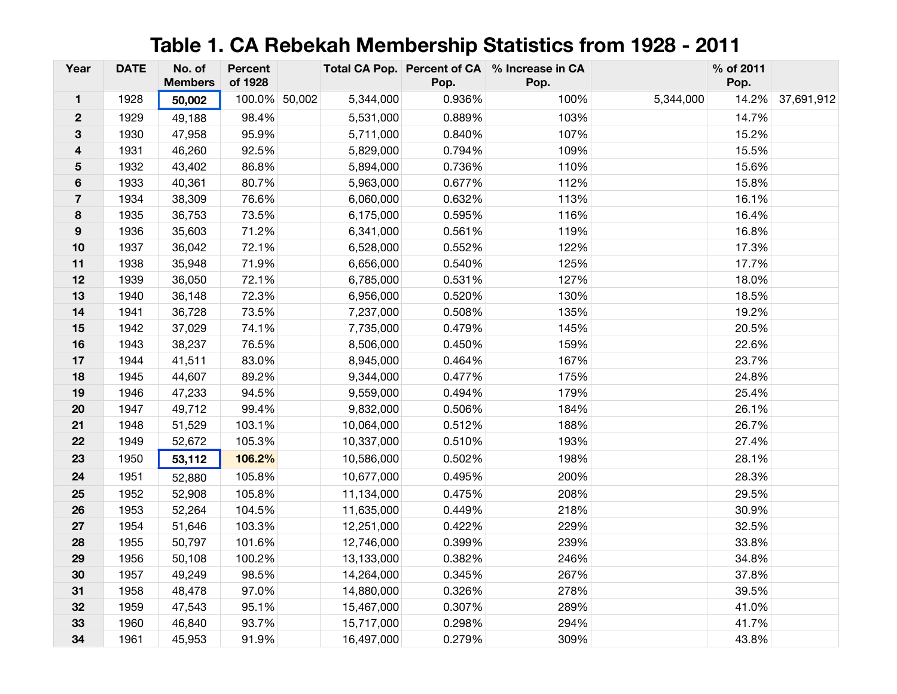# Table 1. CA Rebekah Membership Statistics from 1928 - 2011

| Year | DATE | No. of Members | Percent of 1928 | | Total CA Pop. | Percent of CA Pop. | % Increase in CA Pop. | | % of 2011 Pop. | |
|---|---|---|---|---|---|---|---|---|---|---|
| 1 | 1928 | **50,002** | 100.0% | 50,002 | 5,344,000 | 0.936% | 100% | 5,344,000 | 14.2% | 37,691,912 |
| 2 | 1929 | 49,188 | 98.4% | | 5,531,000 | 0.889% | 103% | | 14.7% | |
| 3 | 1930 | 47,958 | 95.9% | | 5,711,000 | 0.840% | 107% | | 15.2% | |
| 4 | 1931 | 46,260 | 92.5% | | 5,829,000 | 0.794% | 109% | | 15.5% | |
| 5 | 1932 | 43,402 | 86.8% | | 5,894,000 | 0.736% | 110% | | 15.6% | |
| 6 | 1933 | 40,361 | 80.7% | | 5,963,000 | 0.677% | 112% | | 15.8% | |
| 7 | 1934 | 38,309 | 76.6% | | 6,060,000 | 0.632% | 113% | | 16.1% | |
| 8 | 1935 | 36,753 | 73.5% | | 6,175,000 | 0.595% | 116% | | 16.4% | |
| 9 | 1936 | 35,603 | 71.2% | | 6,341,000 | 0.561% | 119% | | 16.8% | |
| 10 | 1937 | 36,042 | 72.1% | | 6,528,000 | 0.552% | 122% | | 17.3% | |
| 11 | 1938 | 35,948 | 71.9% | | 6,656,000 | 0.540% | 125% | | 17.7% | |
| 12 | 1939 | 36,050 | 72.1% | | 6,785,000 | 0.531% | 127% | | 18.0% | |
| 13 | 1940 | 36,148 | 72.3% | | 6,956,000 | 0.520% | 130% | | 18.5% | |
| 14 | 1941 | 36,728 | 73.5% | | 7,237,000 | 0.508% | 135% | | 19.2% | |
| 15 | 1942 | 37,029 | 74.1% | | 7,735,000 | 0.479% | 145% | | 20.5% | |
| 16 | 1943 | 38,237 | 76.5% | | 8,506,000 | 0.450% | 159% | | 22.6% | |
| 17 | 1944 | 41,511 | 83.0% | | 8,945,000 | 0.464% | 167% | | 23.7% | |
| 18 | 1945 | 44,607 | 89.2% | | 9,344,000 | 0.477% | 175% | | 24.8% | |
| 19 | 1946 | 47,233 | 94.5% | | 9,559,000 | 0.494% | 179% | | 25.4% | |
| 20 | 1947 | 49,712 | 99.4% | | 9,832,000 | 0.506% | 184% | | 26.1% | |
| 21 | 1948 | 51,529 | 103.1% | | 10,064,000 | 0.512% | 188% | | 26.7% | |
| 22 | 1949 | 52,672 | 105.3% | | 10,337,000 | 0.510% | 193% | | 27.4% | |
| 23 | 1950 | **53,112** | **106.2%** | | 10,586,000 | 0.502% | 198% | | 28.1% | |
| 24 | 1951 | 52,880 | 105.8% | | 10,677,000 | 0.495% | 200% | | 28.3% | |
| 25 | 1952 | 52,908 | 105.8% | | 11,134,000 | 0.475% | 208% | | 29.5% | |
| 26 | 1953 | 52,264 | 104.5% | | 11,635,000 | 0.449% | 218% | | 30.9% | |
| 27 | 1954 | 51,646 | 103.3% | | 12,251,000 | 0.422% | 229% | | 32.5% | |
| 28 | 1955 | 50,797 | 101.6% | | 12,746,000 | 0.399% | 239% | | 33.8% | |
| 29 | 1956 | 50,108 | 100.2% | | 13,133,000 | 0.382% | 246% | | 34.8% | |
| 30 | 1957 | 49,249 | 98.5% | | 14,264,000 | 0.345% | 267% | | 37.8% | |
| 31 | 1958 | 48,478 | 97.0% | | 14,880,000 | 0.326% | 278% | | 39.5% | |
| 32 | 1959 | 47,543 | 95.1% | | 15,467,000 | 0.307% | 289% | | 41.0% | |
| 33 | 1960 | 46,840 | 93.7% | | 15,717,000 | 0.298% | 294% | | 41.7% | |
| 34 | 1961 | 45,953 | 91.9% | | 16,497,000 | 0.279% | 309% | | 43.8% | |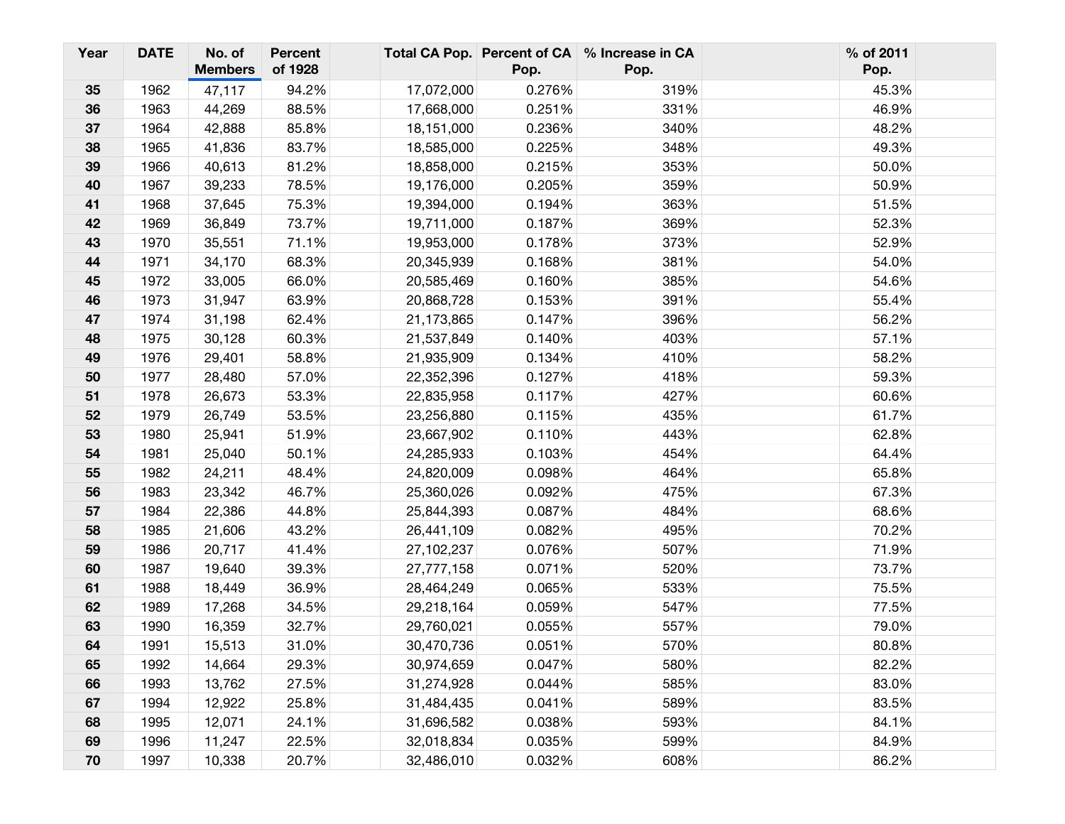| Year | DATE | No. of Members | Percent of 1928 | | Total CA Pop. | Percent of CA Pop. | % Increase in CA Pop. | | % of 2011 Pop. | |
|---|---|---|---|---|---|---|---|---|---|---|
| 35 | 1962 | 47,117 | 94.2% | | 17,072,000 | 0.276% | 319% | | 45.3% | |
| 36 | 1963 | 44,269 | 88.5% | | 17,668,000 | 0.251% | 331% | | 46.9% | |
| 37 | 1964 | 42,888 | 85.8% | | 18,151,000 | 0.236% | 340% | | 48.2% | |
| 38 | 1965 | 41,836 | 83.7% | | 18,585,000 | 0.225% | 348% | | 49.3% | |
| 39 | 1966 | 40,613 | 81.2% | | 18,858,000 | 0.215% | 353% | | 50.0% | |
| 40 | 1967 | 39,233 | 78.5% | | 19,176,000 | 0.205% | 359% | | 50.9% | |
| 41 | 1968 | 37,645 | 75.3% | | 19,394,000 | 0.194% | 363% | | 51.5% | |
| 42 | 1969 | 36,849 | 73.7% | | 19,711,000 | 0.187% | 369% | | 52.3% | |
| 43 | 1970 | 35,551 | 71.1% | | 19,953,000 | 0.178% | 373% | | 52.9% | |
| 44 | 1971 | 34,170 | 68.3% | | 20,345,939 | 0.168% | 381% | | 54.0% | |
| 45 | 1972 | 33,005 | 66.0% | | 20,585,469 | 0.160% | 385% | | 54.6% | |
| 46 | 1973 | 31,947 | 63.9% | | 20,868,728 | 0.153% | 391% | | 55.4% | |
| 47 | 1974 | 31,198 | 62.4% | | 21,173,865 | 0.147% | 396% | | 56.2% | |
| 48 | 1975 | 30,128 | 60.3% | | 21,537,849 | 0.140% | 403% | | 57.1% | |
| 49 | 1976 | 29,401 | 58.8% | | 21,935,909 | 0.134% | 410% | | 58.2% | |
| 50 | 1977 | 28,480 | 57.0% | | 22,352,396 | 0.127% | 418% | | 59.3% | |
| 51 | 1978 | 26,673 | 53.3% | | 22,835,958 | 0.117% | 427% | | 60.6% | |
| 52 | 1979 | 26,749 | 53.5% | | 23,256,880 | 0.115% | 435% | | 61.7% | |
| 53 | 1980 | 25,941 | 51.9% | | 23,667,902 | 0.110% | 443% | | 62.8% | |
| 54 | 1981 | 25,040 | 50.1% | | 24,285,933 | 0.103% | 454% | | 64.4% | |
| 55 | 1982 | 24,211 | 48.4% | | 24,820,009 | 0.098% | 464% | | 65.8% | |
| 56 | 1983 | 23,342 | 46.7% | | 25,360,026 | 0.092% | 475% | | 67.3% | |
| 57 | 1984 | 22,386 | 44.8% | | 25,844,393 | 0.087% | 484% | | 68.6% | |
| 58 | 1985 | 21,606 | 43.2% | | 26,441,109 | 0.082% | 495% | | 70.2% | |
| 59 | 1986 | 20,717 | 41.4% | | 27,102,237 | 0.076% | 507% | | 71.9% | |
| 60 | 1987 | 19,640 | 39.3% | | 27,777,158 | 0.071% | 520% | | 73.7% | |
| 61 | 1988 | 18,449 | 36.9% | | 28,464,249 | 0.065% | 533% | | 75.5% | |
| 62 | 1989 | 17,268 | 34.5% | | 29,218,164 | 0.059% | 547% | | 77.5% | |
| 63 | 1990 | 16,359 | 32.7% | | 29,760,021 | 0.055% | 557% | | 79.0% | |
| 64 | 1991 | 15,513 | 31.0% | | 30,470,736 | 0.051% | 570% | | 80.8% | |
| 65 | 1992 | 14,664 | 29.3% | | 30,974,659 | 0.047% | 580% | | 82.2% | |
| 66 | 1993 | 13,762 | 27.5% | | 31,274,928 | 0.044% | 585% | | 83.0% | |
| 67 | 1994 | 12,922 | 25.8% | | 31,484,435 | 0.041% | 589% | | 83.5% | |
| 68 | 1995 | 12,071 | 24.1% | | 31,696,582 | 0.038% | 593% | | 84.1% | |
| 69 | 1996 | 11,247 | 22.5% | | 32,018,834 | 0.035% | 599% | | 84.9% | |
| 70 | 1997 | 10,338 | 20.7% | | 32,486,010 | 0.032% | 608% | | 86.2% | |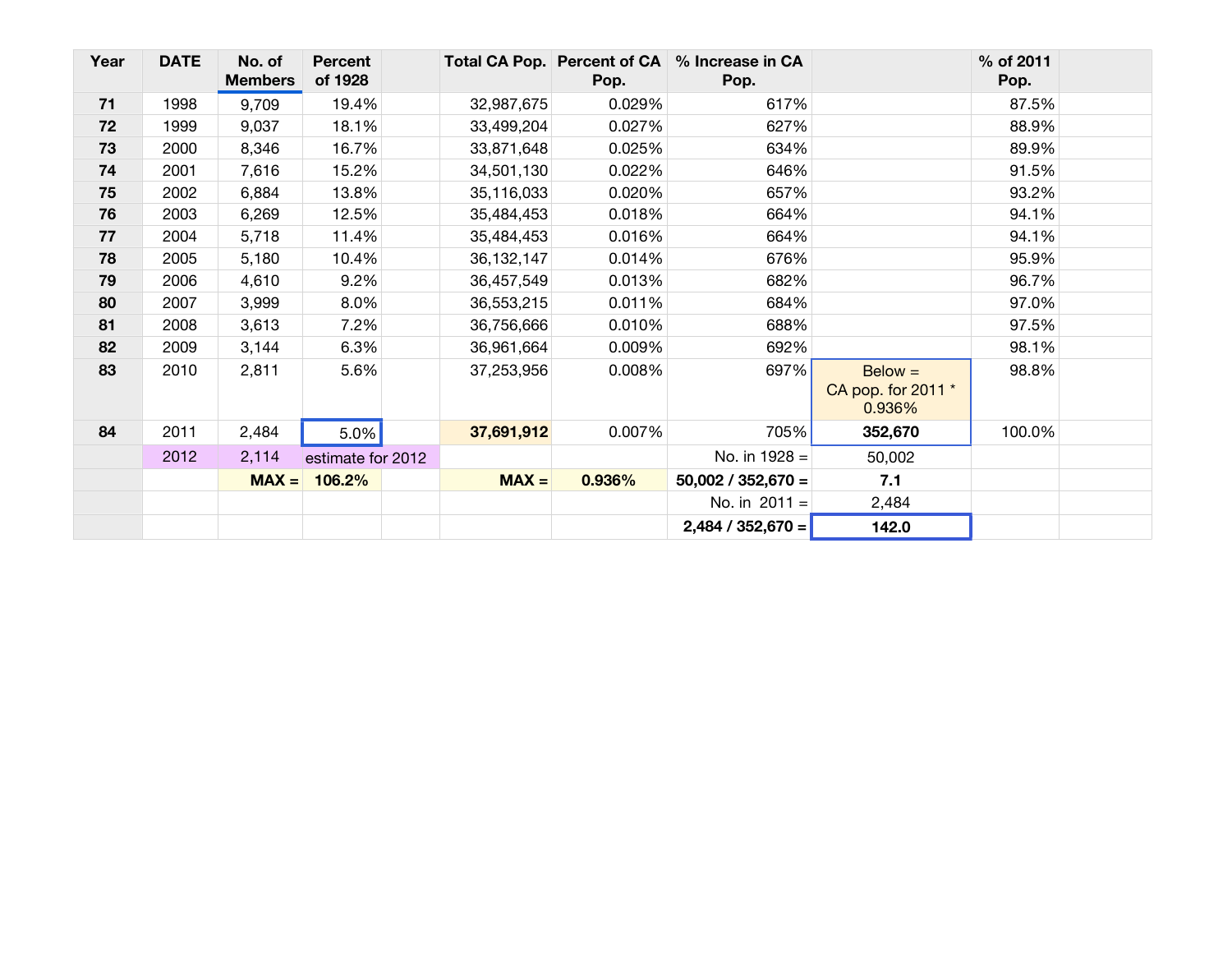| Year | DATE | No. of Members | Percent of 1928 | | Total CA Pop. | Percent of CA Pop. | % Increase in CA Pop. | | % of 2011 Pop. | |
|---|---|---|---|---|---|---|---|---|---|---|
| **71** | 1998 | 9,709 | 19.4% | | 32,987,675 | 0.029% | 617% | | 87.5% | |
| **72** | 1999 | 9,037 | 18.1% | | 33,499,204 | 0.027% | 627% | | 88.9% | |
| **73** | 2000 | 8,346 | 16.7% | | 33,871,648 | 0.025% | 634% | | 89.9% | |
| **74** | 2001 | 7,616 | 15.2% | | 34,501,130 | 0.022% | 646% | | 91.5% | |
| **75** | 2002 | 6,884 | 13.8% | | 35,116,033 | 0.020% | 657% | | 93.2% | |
| **76** | 2003 | 6,269 | 12.5% | | 35,484,453 | 0.018% | 664% | | 94.1% | |
| **77** | 2004 | 5,718 | 11.4% | | 35,484,453 | 0.016% | 664% | | 94.1% | |
| **78** | 2005 | 5,180 | 10.4% | | 36,132,147 | 0.014% | 676% | | 95.9% | |
| **79** | 2006 | 4,610 | 9.2% | | 36,457,549 | 0.013% | 682% | | 96.7% | |
| **80** | 2007 | 3,999 | 8.0% | | 36,553,215 | 0.011% | 684% | | 97.0% | |
| **81** | 2008 | 3,613 | 7.2% | | 36,756,666 | 0.010% | 688% | | 97.5% | |
| **82** | 2009 | 3,144 | 6.3% | | 36,961,664 | 0.009% | 692% | | 98.1% | |
| **83** | 2010 | 2,811 | 5.6% | | 37,253,956 | 0.008% | 697% | Below = CA pop. for 2011 * 0.936% | 98.8% | |
| **84** | 2011 | 2,484 | 5.0% | | **37,691,912** | 0.007% | 705% | **352,670** | 100.0% | |
| | 2012 | 2,114 | estimate for 2012 | | | | No. in 1928 = | 50,002 | | |
| | | **MAX =** | **106.2%** | | **MAX =** | **0.936%** | **50,002 / 352,670 =** | **7.1** | | |
| | | | | | | | No. in 2011 = | 2,484 | | |
| | | | | | | | **2,484 / 352,670 =** | **142.0** | | |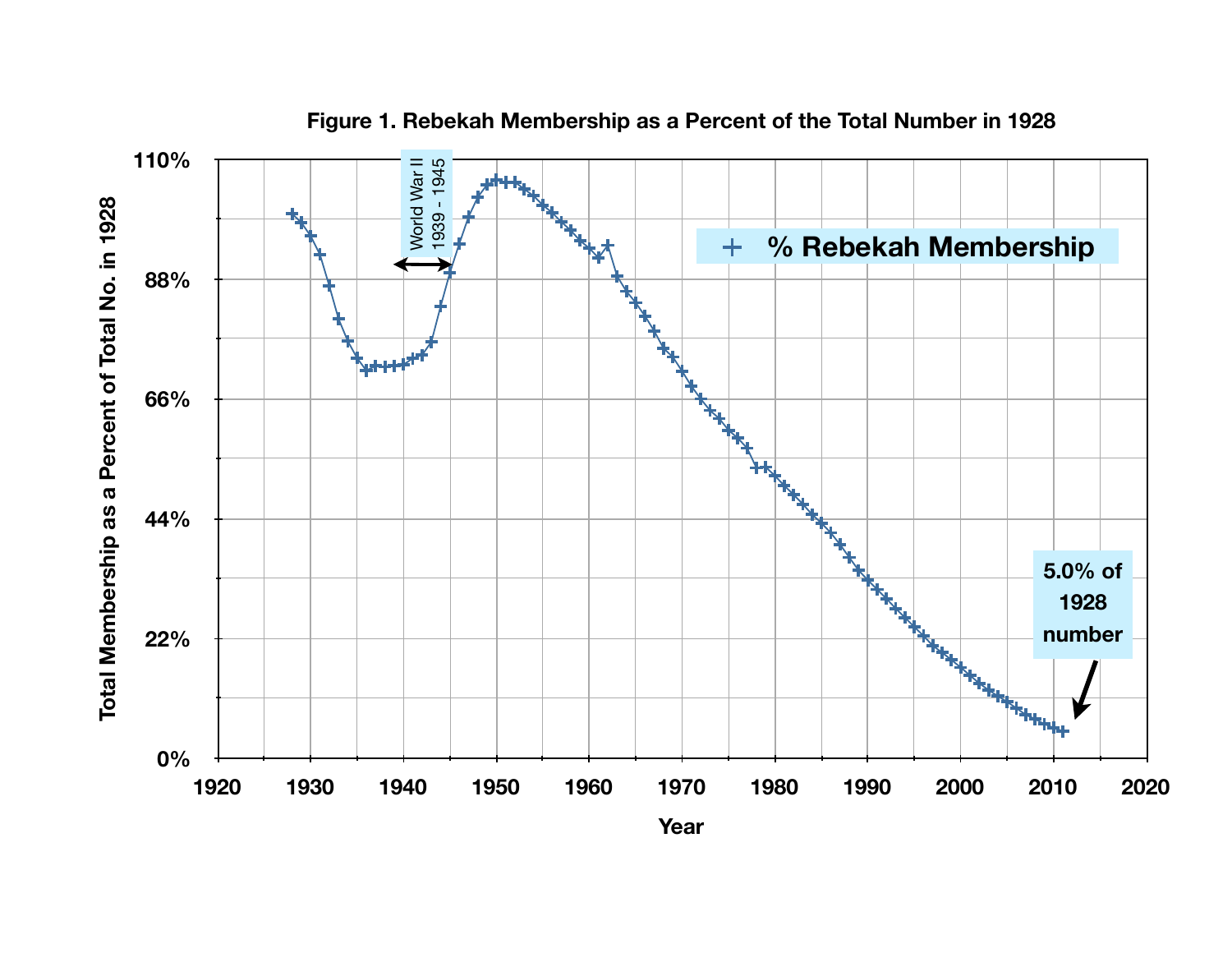**Figure 1. Rebekah Membership as a Percent of the Total Number in 1928**

World War II 1939 - 1945

% Rebekah Membership

5.0% of 1928 number

Total Membership as a Percent of Total No. in 1928

Year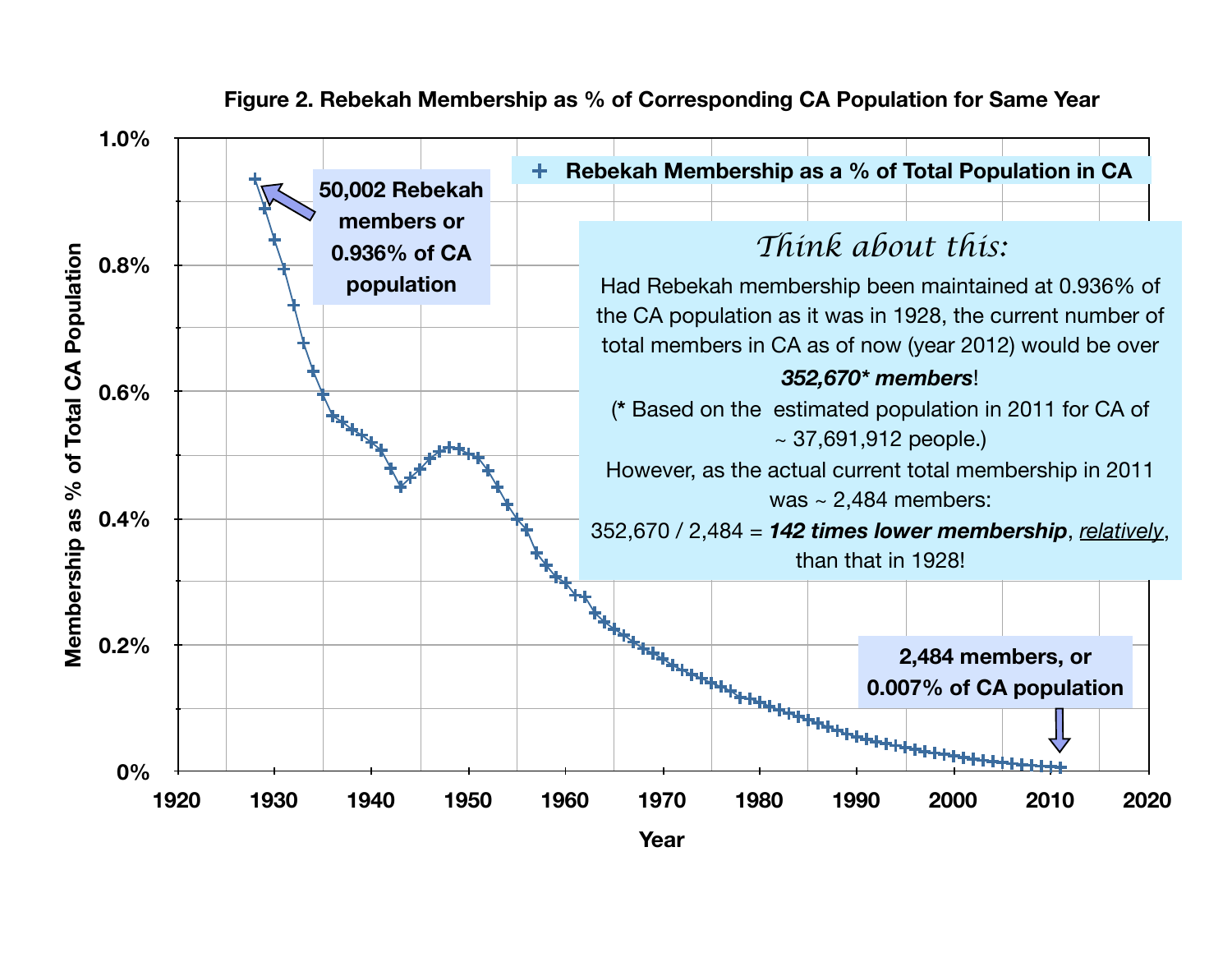**Figure 2. Rebekah Membership as % of Corresponding CA Population for Same Year**

+ Rebekah Membership as a % of Total Population in CA

50,002 Rebekah members or 0.936% of CA population

2,484 members, or 0.007% of CA population

*Think about this:*

Had Rebekah membership been maintained at 0.936% of the CA population as it was in 1928, the current number of total members in CA as of now (year 2012) would be over ***352,670\* members***!

(\* Based on the estimated population in 2011 for CA of ~ 37,691,912 people.)

However, as the actual current total membership in 2011 was ~ 2,484 members:

352,670 / 2,484 = ***142 times lower membership***, <u>*relatively*</u>, than that in 1928!

Membership as % of Total CA Population (0% – 1.0%)

Year (1920 – 2020)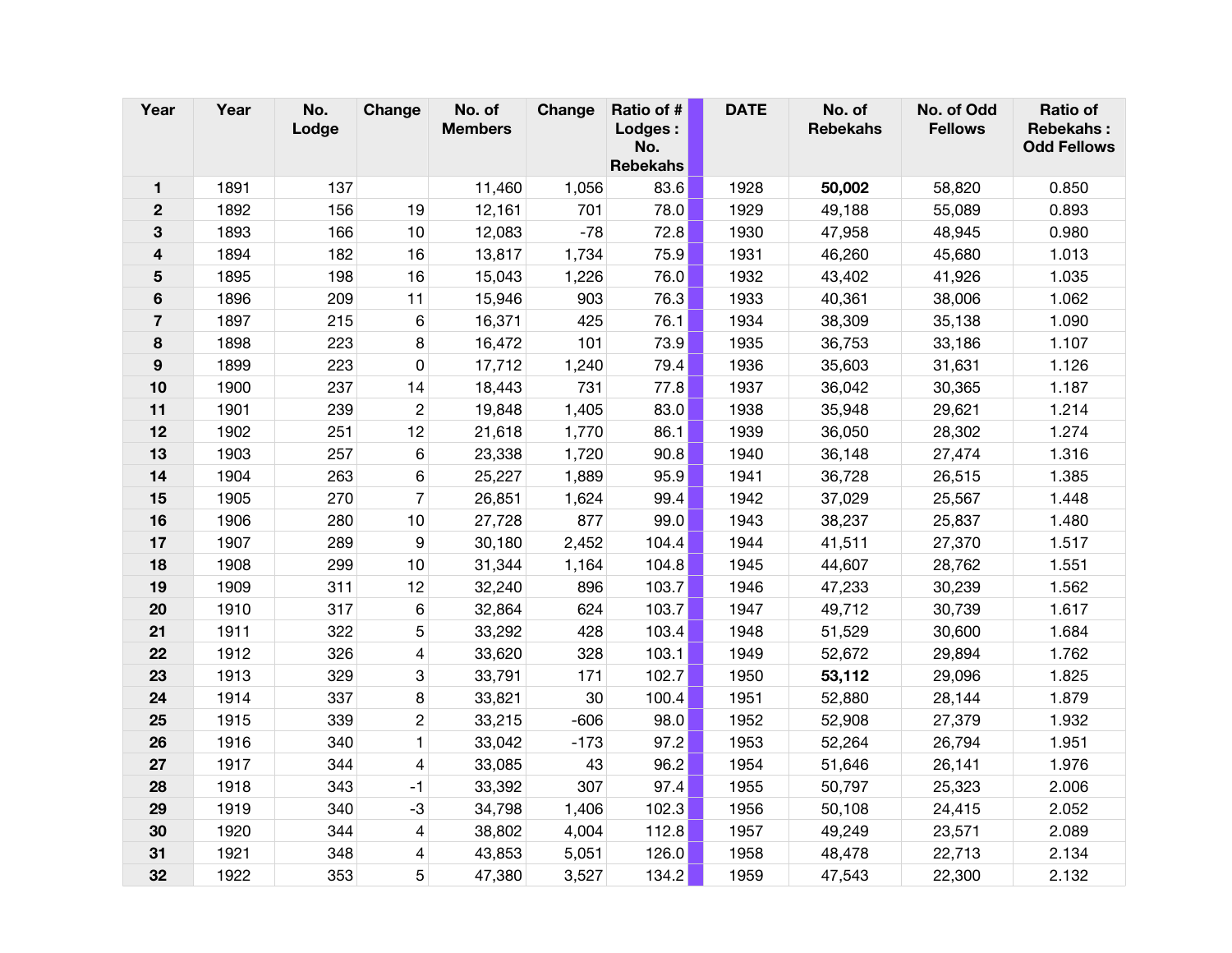| Year | Year | No. Lodge | Change | No. of Members | Change | Ratio of # Lodges : No. Rebekahs | | DATE | No. of Rebekahs | No. of Odd Fellows | Ratio of Rebekahs : Odd Fellows |
|---|---|---|---|---|---|---|---|---|---|---|---|
| **1** | 1891 | 137 | | 11,460 | 1,056 | 83.6 | | 1928 | **50,002** | 58,820 | 0.850 |
| **2** | 1892 | 156 | 19 | 12,161 | 701 | 78.0 | | 1929 | 49,188 | 55,089 | 0.893 |
| **3** | 1893 | 166 | 10 | 12,083 | -78 | 72.8 | | 1930 | 47,958 | 48,945 | 0.980 |
| **4** | 1894 | 182 | 16 | 13,817 | 1,734 | 75.9 | | 1931 | 46,260 | 45,680 | 1.013 |
| **5** | 1895 | 198 | 16 | 15,043 | 1,226 | 76.0 | | 1932 | 43,402 | 41,926 | 1.035 |
| **6** | 1896 | 209 | 11 | 15,946 | 903 | 76.3 | | 1933 | 40,361 | 38,006 | 1.062 |
| **7** | 1897 | 215 | 6 | 16,371 | 425 | 76.1 | | 1934 | 38,309 | 35,138 | 1.090 |
| **8** | 1898 | 223 | 8 | 16,472 | 101 | 73.9 | | 1935 | 36,753 | 33,186 | 1.107 |
| **9** | 1899 | 223 | 0 | 17,712 | 1,240 | 79.4 | | 1936 | 35,603 | 31,631 | 1.126 |
| **10** | 1900 | 237 | 14 | 18,443 | 731 | 77.8 | | 1937 | 36,042 | 30,365 | 1.187 |
| **11** | 1901 | 239 | 2 | 19,848 | 1,405 | 83.0 | | 1938 | 35,948 | 29,621 | 1.214 |
| **12** | 1902 | 251 | 12 | 21,618 | 1,770 | 86.1 | | 1939 | 36,050 | 28,302 | 1.274 |
| **13** | 1903 | 257 | 6 | 23,338 | 1,720 | 90.8 | | 1940 | 36,148 | 27,474 | 1.316 |
| **14** | 1904 | 263 | 6 | 25,227 | 1,889 | 95.9 | | 1941 | 36,728 | 26,515 | 1.385 |
| **15** | 1905 | 270 | 7 | 26,851 | 1,624 | 99.4 | | 1942 | 37,029 | 25,567 | 1.448 |
| **16** | 1906 | 280 | 10 | 27,728 | 877 | 99.0 | | 1943 | 38,237 | 25,837 | 1.480 |
| **17** | 1907 | 289 | 9 | 30,180 | 2,452 | 104.4 | | 1944 | 41,511 | 27,370 | 1.517 |
| **18** | 1908 | 299 | 10 | 31,344 | 1,164 | 104.8 | | 1945 | 44,607 | 28,762 | 1.551 |
| **19** | 1909 | 311 | 12 | 32,240 | 896 | 103.7 | | 1946 | 47,233 | 30,239 | 1.562 |
| **20** | 1910 | 317 | 6 | 32,864 | 624 | 103.7 | | 1947 | 49,712 | 30,739 | 1.617 |
| **21** | 1911 | 322 | 5 | 33,292 | 428 | 103.4 | | 1948 | 51,529 | 30,600 | 1.684 |
| **22** | 1912 | 326 | 4 | 33,620 | 328 | 103.1 | | 1949 | 52,672 | 29,894 | 1.762 |
| **23** | 1913 | 329 | 3 | 33,791 | 171 | 102.7 | | 1950 | **53,112** | 29,096 | 1.825 |
| **24** | 1914 | 337 | 8 | 33,821 | 30 | 100.4 | | 1951 | 52,880 | 28,144 | 1.879 |
| **25** | 1915 | 339 | 2 | 33,215 | -606 | 98.0 | | 1952 | 52,908 | 27,379 | 1.932 |
| **26** | 1916 | 340 | 1 | 33,042 | -173 | 97.2 | | 1953 | 52,264 | 26,794 | 1.951 |
| **27** | 1917 | 344 | 4 | 33,085 | 43 | 96.2 | | 1954 | 51,646 | 26,141 | 1.976 |
| **28** | 1918 | 343 | -1 | 33,392 | 307 | 97.4 | | 1955 | 50,797 | 25,323 | 2.006 |
| **29** | 1919 | 340 | -3 | 34,798 | 1,406 | 102.3 | | 1956 | 50,108 | 24,415 | 2.052 |
| **30** | 1920 | 344 | 4 | 38,802 | 4,004 | 112.8 | | 1957 | 49,249 | 23,571 | 2.089 |
| **31** | 1921 | 348 | 4 | 43,853 | 5,051 | 126.0 | | 1958 | 48,478 | 22,713 | 2.134 |
| **32** | 1922 | 353 | 5 | 47,380 | 3,527 | 134.2 | | 1959 | 47,543 | 22,300 | 2.132 |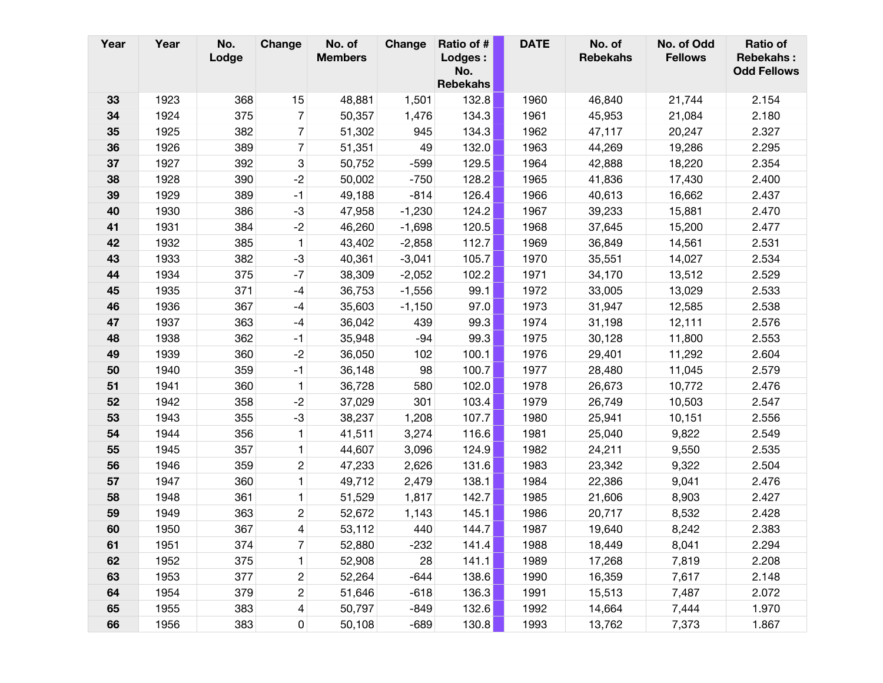| Year | Year | No. Lodge | Change | No. of Members | Change | Ratio of # Lodges : No. Rebekahs | | DATE | No. of Rebekahs | No. of Odd Fellows | Ratio of Rebekahs : Odd Fellows |
|---|---|---|---|---|---|---|---|---|---|---|---|
| 33 | 1923 | 368 | 15 | 48,881 | 1,501 | 132.8 | | 1960 | 46,840 | 21,744 | 2.154 |
| 34 | 1924 | 375 | 7 | 50,357 | 1,476 | 134.3 | | 1961 | 45,953 | 21,084 | 2.180 |
| 35 | 1925 | 382 | 7 | 51,302 | 945 | 134.3 | | 1962 | 47,117 | 20,247 | 2.327 |
| 36 | 1926 | 389 | 7 | 51,351 | 49 | 132.0 | | 1963 | 44,269 | 19,286 | 2.295 |
| 37 | 1927 | 392 | 3 | 50,752 | -599 | 129.5 | | 1964 | 42,888 | 18,220 | 2.354 |
| 38 | 1928 | 390 | -2 | 50,002 | -750 | 128.2 | | 1965 | 41,836 | 17,430 | 2.400 |
| 39 | 1929 | 389 | -1 | 49,188 | -814 | 126.4 | | 1966 | 40,613 | 16,662 | 2.437 |
| 40 | 1930 | 386 | -3 | 47,958 | -1,230 | 124.2 | | 1967 | 39,233 | 15,881 | 2.470 |
| 41 | 1931 | 384 | -2 | 46,260 | -1,698 | 120.5 | | 1968 | 37,645 | 15,200 | 2.477 |
| 42 | 1932 | 385 | 1 | 43,402 | -2,858 | 112.7 | | 1969 | 36,849 | 14,561 | 2.531 |
| 43 | 1933 | 382 | -3 | 40,361 | -3,041 | 105.7 | | 1970 | 35,551 | 14,027 | 2.534 |
| 44 | 1934 | 375 | -7 | 38,309 | -2,052 | 102.2 | | 1971 | 34,170 | 13,512 | 2.529 |
| 45 | 1935 | 371 | -4 | 36,753 | -1,556 | 99.1 | | 1972 | 33,005 | 13,029 | 2.533 |
| 46 | 1936 | 367 | -4 | 35,603 | -1,150 | 97.0 | | 1973 | 31,947 | 12,585 | 2.538 |
| 47 | 1937 | 363 | -4 | 36,042 | 439 | 99.3 | | 1974 | 31,198 | 12,111 | 2.576 |
| 48 | 1938 | 362 | -1 | 35,948 | -94 | 99.3 | | 1975 | 30,128 | 11,800 | 2.553 |
| 49 | 1939 | 360 | -2 | 36,050 | 102 | 100.1 | | 1976 | 29,401 | 11,292 | 2.604 |
| 50 | 1940 | 359 | -1 | 36,148 | 98 | 100.7 | | 1977 | 28,480 | 11,045 | 2.579 |
| 51 | 1941 | 360 | 1 | 36,728 | 580 | 102.0 | | 1978 | 26,673 | 10,772 | 2.476 |
| 52 | 1942 | 358 | -2 | 37,029 | 301 | 103.4 | | 1979 | 26,749 | 10,503 | 2.547 |
| 53 | 1943 | 355 | -3 | 38,237 | 1,208 | 107.7 | | 1980 | 25,941 | 10,151 | 2.556 |
| 54 | 1944 | 356 | 1 | 41,511 | 3,274 | 116.6 | | 1981 | 25,040 | 9,822 | 2.549 |
| 55 | 1945 | 357 | 1 | 44,607 | 3,096 | 124.9 | | 1982 | 24,211 | 9,550 | 2.535 |
| 56 | 1946 | 359 | 2 | 47,233 | 2,626 | 131.6 | | 1983 | 23,342 | 9,322 | 2.504 |
| 57 | 1947 | 360 | 1 | 49,712 | 2,479 | 138.1 | | 1984 | 22,386 | 9,041 | 2.476 |
| 58 | 1948 | 361 | 1 | 51,529 | 1,817 | 142.7 | | 1985 | 21,606 | 8,903 | 2.427 |
| 59 | 1949 | 363 | 2 | 52,672 | 1,143 | 145.1 | | 1986 | 20,717 | 8,532 | 2.428 |
| 60 | 1950 | 367 | 4 | 53,112 | 440 | 144.7 | | 1987 | 19,640 | 8,242 | 2.383 |
| 61 | 1951 | 374 | 7 | 52,880 | -232 | 141.4 | | 1988 | 18,449 | 8,041 | 2.294 |
| 62 | 1952 | 375 | 1 | 52,908 | 28 | 141.1 | | 1989 | 17,268 | 7,819 | 2.208 |
| 63 | 1953 | 377 | 2 | 52,264 | -644 | 138.6 | | 1990 | 16,359 | 7,617 | 2.148 |
| 64 | 1954 | 379 | 2 | 51,646 | -618 | 136.3 | | 1991 | 15,513 | 7,487 | 2.072 |
| 65 | 1955 | 383 | 4 | 50,797 | -849 | 132.6 | | 1992 | 14,664 | 7,444 | 1.970 |
| 66 | 1956 | 383 | 0 | 50,108 | -689 | 130.8 | | 1993 | 13,762 | 7,373 | 1.867 |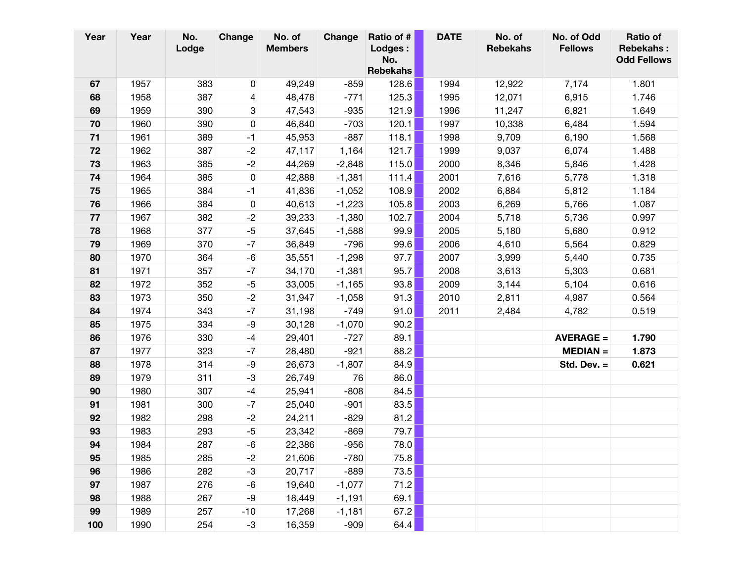| Year | Year | No. Lodge | Change | No. of Members | Change | Ratio of # Lodges : No. Rebekahs | | DATE | No. of Rebekahs | No. of Odd Fellows | Ratio of Rebekahs : Odd Fellows |
|---|---|---|---|---|---|---|---|---|---|---|---|
| 67 | 1957 | 383 | 0 | 49,249 | -859 | 128.6 | | 1994 | 12,922 | 7,174 | 1.801 |
| 68 | 1958 | 387 | 4 | 48,478 | -771 | 125.3 | | 1995 | 12,071 | 6,915 | 1.746 |
| 69 | 1959 | 390 | 3 | 47,543 | -935 | 121.9 | | 1996 | 11,247 | 6,821 | 1.649 |
| 70 | 1960 | 390 | 0 | 46,840 | -703 | 120.1 | | 1997 | 10,338 | 6,484 | 1.594 |
| 71 | 1961 | 389 | -1 | 45,953 | -887 | 118.1 | | 1998 | 9,709 | 6,190 | 1.568 |
| 72 | 1962 | 387 | -2 | 47,117 | 1,164 | 121.7 | | 1999 | 9,037 | 6,074 | 1.488 |
| 73 | 1963 | 385 | -2 | 44,269 | -2,848 | 115.0 | | 2000 | 8,346 | 5,846 | 1.428 |
| 74 | 1964 | 385 | 0 | 42,888 | -1,381 | 111.4 | | 2001 | 7,616 | 5,778 | 1.318 |
| 75 | 1965 | 384 | -1 | 41,836 | -1,052 | 108.9 | | 2002 | 6,884 | 5,812 | 1.184 |
| 76 | 1966 | 384 | 0 | 40,613 | -1,223 | 105.8 | | 2003 | 6,269 | 5,766 | 1.087 |
| 77 | 1967 | 382 | -2 | 39,233 | -1,380 | 102.7 | | 2004 | 5,718 | 5,736 | 0.997 |
| 78 | 1968 | 377 | -5 | 37,645 | -1,588 | 99.9 | | 2005 | 5,180 | 5,680 | 0.912 |
| 79 | 1969 | 370 | -7 | 36,849 | -796 | 99.6 | | 2006 | 4,610 | 5,564 | 0.829 |
| 80 | 1970 | 364 | -6 | 35,551 | -1,298 | 97.7 | | 2007 | 3,999 | 5,440 | 0.735 |
| 81 | 1971 | 357 | -7 | 34,170 | -1,381 | 95.7 | | 2008 | 3,613 | 5,303 | 0.681 |
| 82 | 1972 | 352 | -5 | 33,005 | -1,165 | 93.8 | | 2009 | 3,144 | 5,104 | 0.616 |
| 83 | 1973 | 350 | -2 | 31,947 | -1,058 | 91.3 | | 2010 | 2,811 | 4,987 | 0.564 |
| 84 | 1974 | 343 | -7 | 31,198 | -749 | 91.0 | | 2011 | 2,484 | 4,782 | 0.519 |
| 85 | 1975 | 334 | -9 | 30,128 | -1,070 | 90.2 | | | | | |
| 86 | 1976 | 330 | -4 | 29,401 | -727 | 89.1 | | | | **AVERAGE =** | **1.790** |
| 87 | 1977 | 323 | -7 | 28,480 | -921 | 88.2 | | | | **MEDIAN =** | **1.873** |
| 88 | 1978 | 314 | -9 | 26,673 | -1,807 | 84.9 | | | | **Std. Dev. =** | **0.621** |
| 89 | 1979 | 311 | -3 | 26,749 | 76 | 86.0 | | | | | |
| 90 | 1980 | 307 | -4 | 25,941 | -808 | 84.5 | | | | | |
| 91 | 1981 | 300 | -7 | 25,040 | -901 | 83.5 | | | | | |
| 92 | 1982 | 298 | -2 | 24,211 | -829 | 81.2 | | | | | |
| 93 | 1983 | 293 | -5 | 23,342 | -869 | 79.7 | | | | | |
| 94 | 1984 | 287 | -6 | 22,386 | -956 | 78.0 | | | | | |
| 95 | 1985 | 285 | -2 | 21,606 | -780 | 75.8 | | | | | |
| 96 | 1986 | 282 | -3 | 20,717 | -889 | 73.5 | | | | | |
| 97 | 1987 | 276 | -6 | 19,640 | -1,077 | 71.2 | | | | | |
| 98 | 1988 | 267 | -9 | 18,449 | -1,191 | 69.1 | | | | | |
| 99 | 1989 | 257 | -10 | 17,268 | -1,181 | 67.2 | | | | | |
| 100 | 1990 | 254 | -3 | 16,359 | -909 | 64.4 | | | | | |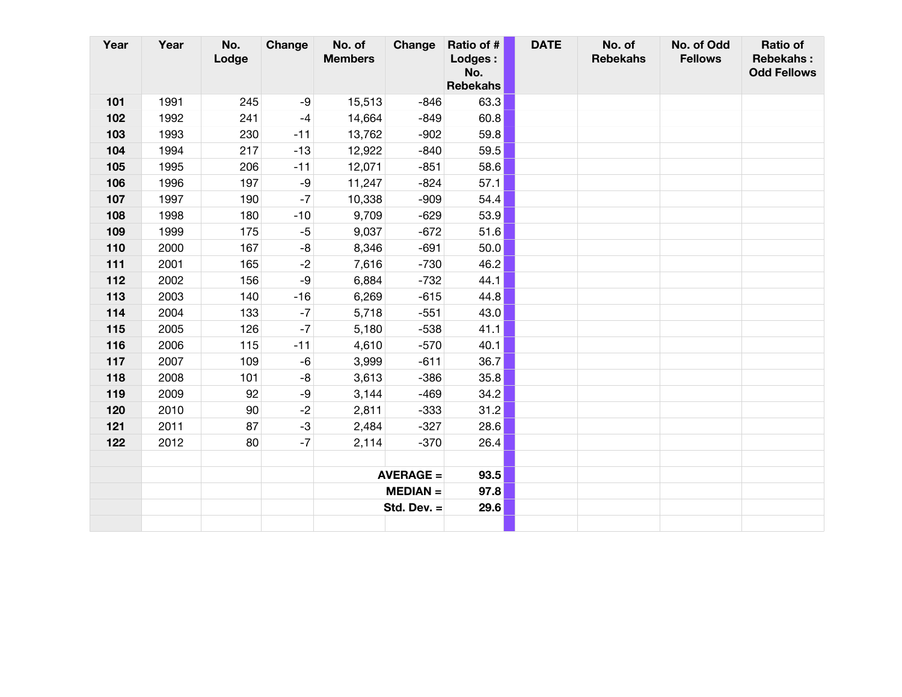| Year | Year | No. Lodge | Change | No. of Members | Change | Ratio of # Lodges : No. Rebekahs | | DATE | No. of Rebekahs | No. of Odd Fellows | Ratio of Rebekahs : Odd Fellows |
|---|---|---|---|---|---|---|---|---|---|---|---|
| **101** | 1991 | 245 | -9 | 15,513 | -846 | 63.3 | | | | | |
| **102** | 1992 | 241 | -4 | 14,664 | -849 | 60.8 | | | | | |
| **103** | 1993 | 230 | -11 | 13,762 | -902 | 59.8 | | | | | |
| **104** | 1994 | 217 | -13 | 12,922 | -840 | 59.5 | | | | | |
| **105** | 1995 | 206 | -11 | 12,071 | -851 | 58.6 | | | | | |
| **106** | 1996 | 197 | -9 | 11,247 | -824 | 57.1 | | | | | |
| **107** | 1997 | 190 | -7 | 10,338 | -909 | 54.4 | | | | | |
| **108** | 1998 | 180 | -10 | 9,709 | -629 | 53.9 | | | | | |
| **109** | 1999 | 175 | -5 | 9,037 | -672 | 51.6 | | | | | |
| **110** | 2000 | 167 | -8 | 8,346 | -691 | 50.0 | | | | | |
| **111** | 2001 | 165 | -2 | 7,616 | -730 | 46.2 | | | | | |
| **112** | 2002 | 156 | -9 | 6,884 | -732 | 44.1 | | | | | |
| **113** | 2003 | 140 | -16 | 6,269 | -615 | 44.8 | | | | | |
| **114** | 2004 | 133 | -7 | 5,718 | -551 | 43.0 | | | | | |
| **115** | 2005 | 126 | -7 | 5,180 | -538 | 41.1 | | | | | |
| **116** | 2006 | 115 | -11 | 4,610 | -570 | 40.1 | | | | | |
| **117** | 2007 | 109 | -6 | 3,999 | -611 | 36.7 | | | | | |
| **118** | 2008 | 101 | -8 | 3,613 | -386 | 35.8 | | | | | |
| **119** | 2009 | 92 | -9 | 3,144 | -469 | 34.2 | | | | | |
| **120** | 2010 | 90 | -2 | 2,811 | -333 | 31.2 | | | | | |
| **121** | 2011 | 87 | -3 | 2,484 | -327 | 28.6 | | | | | |
| **122** | 2012 | 80 | -7 | 2,114 | -370 | 26.4 | | | | | |
| | | | | | | | | | | | |
| | | | | **AVERAGE =** | | **93.5** | | | | | |
| | | | | **MEDIAN =** | | **97.8** | | | | | |
| | | | | **Std. Dev. =** | | **29.6** | | | | | |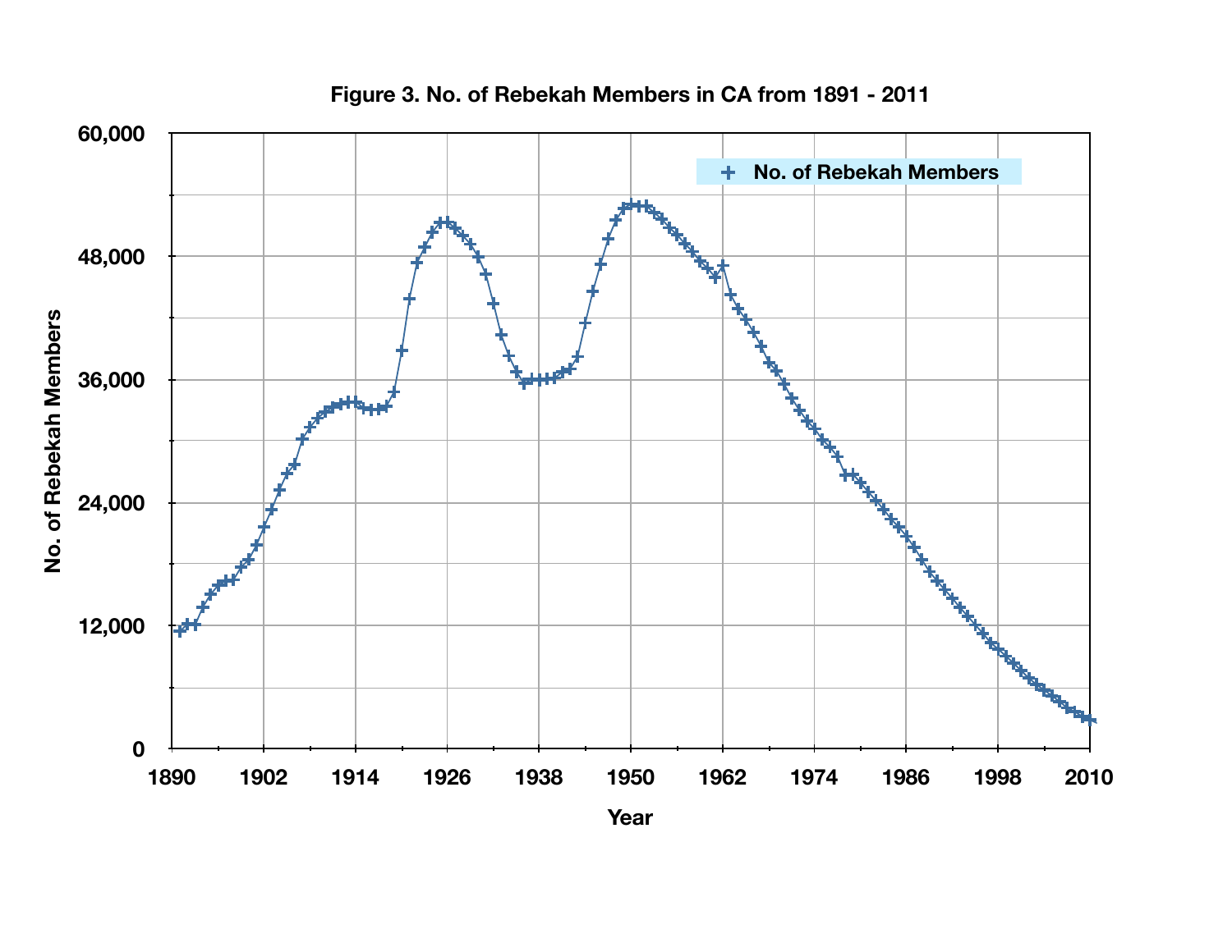**Figure 3. No. of Rebekah Members in CA from 1891 - 2011**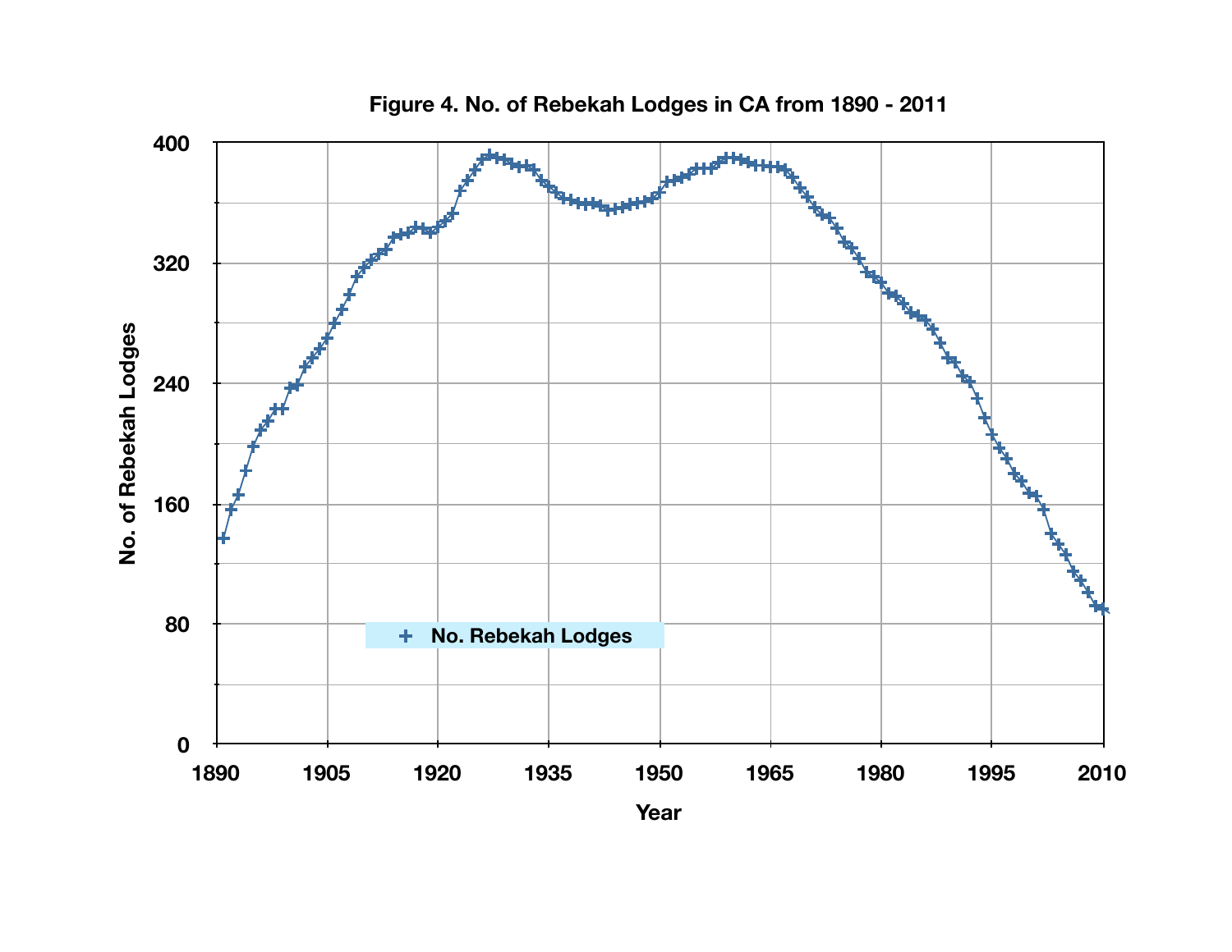**Figure 4. No. of Rebekah Lodges in CA from 1890 - 2011**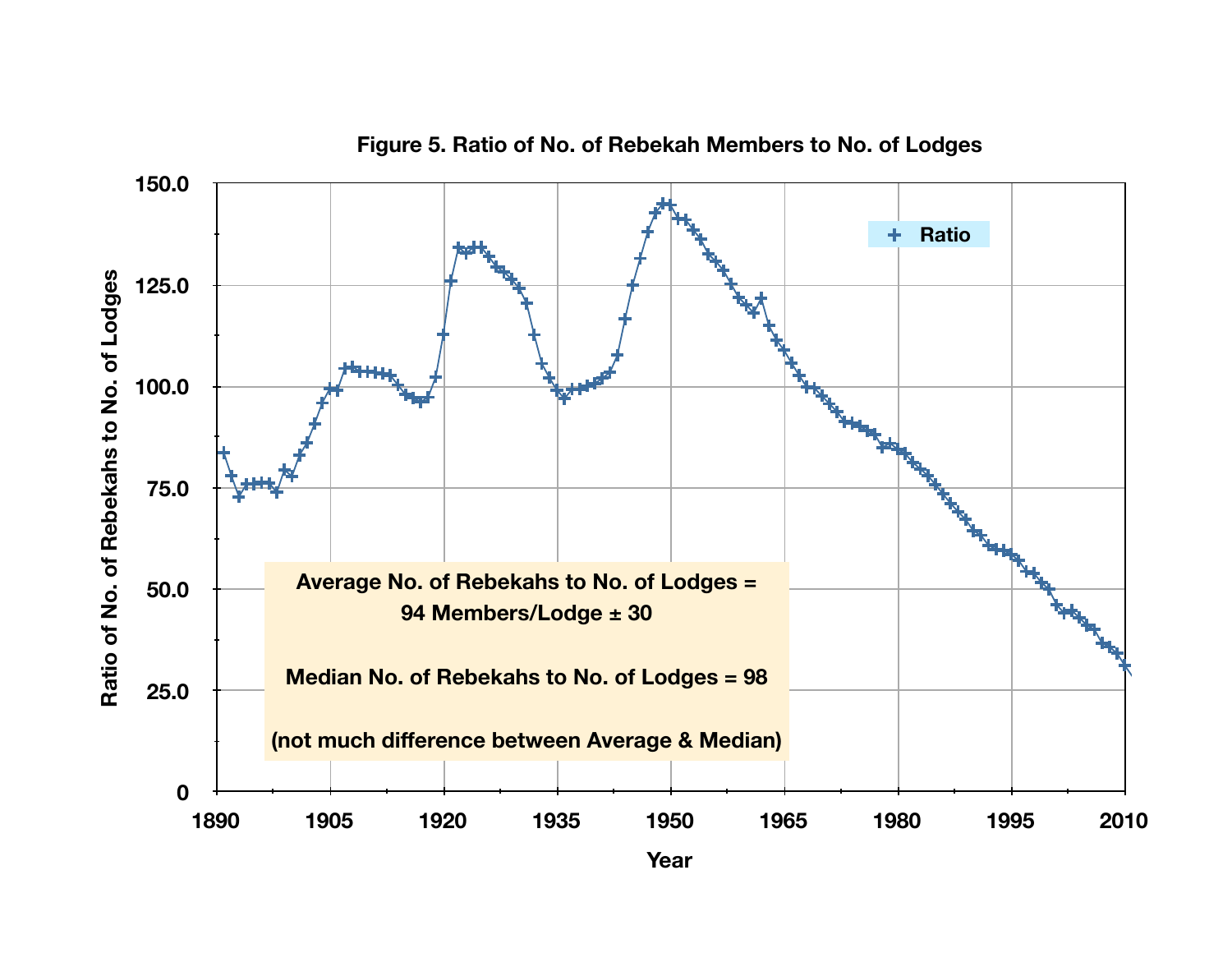**Figure 5. Ratio of No. of Rebekah Members to No. of Lodges**

Average No. of Rebekahs to No. of Lodges = 94 Members/Lodge ± 30

Median No. of Rebekahs to No. of Lodges = 98

(not much difference between Average & Median)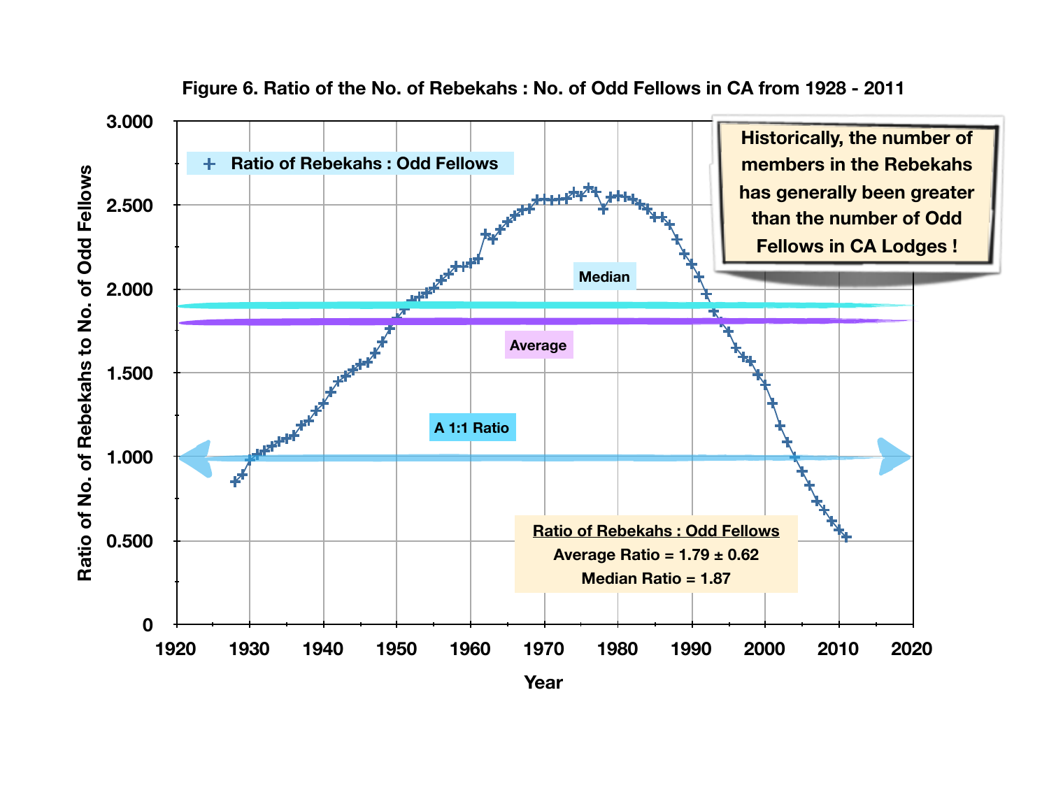Figure 6. Ratio of the No. of Rebekahs : No. of Odd Fellows in CA from 1928 - 2011

Ratio of Rebekahs : Odd Fellows

Historically, the number of members in the Rebekahs has generally been greater than the number of Odd Fellows in CA Lodges !

Median

Average

A 1:1 Ratio

Ratio of Rebekahs : Odd Fellows
Average Ratio = 1.79 ± 0.62
Median Ratio = 1.87

Ratio of No. of Rebekahs to No. of Odd Fellows

3.000
2.500
2.000
1.500
1.000
0.500
0

1920 1930 1940 1950 1960 1970 1980 1990 2000 2010 2020

Year